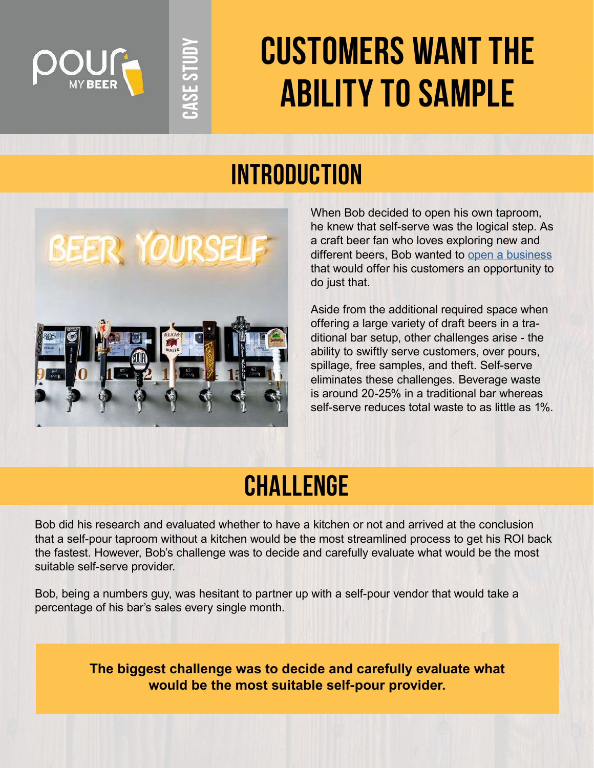CASE STUDY

# CUSTOMERS WANT THE ABILITY TO SAMPLE

## INTRODUCTION

When Bob decided to open his own taproom, he knew that self-serve was the logical step. As a craft beer fan who loves exploring new and different beers, Bob wanted to open a business that would offer his customers an opportunity to do just that.

Aside from the additional required space when offering a large variety of draft beers in a traditional bar setup, other challenges arise - the ability to swiftly serve customers, over pours, spillage, free samples, and theft. Self-serve eliminates these challenges. Beverage waste is around 20-25% in a traditional bar whereas self-serve reduces total waste to as little as 1%.

## CHALLENGE

Bob did his research and evaluated whether to have a kitchen or not and arrived at the conclusion that a self-pour taproom without a kitchen would be the most streamlined process to get his ROI back the fastest. However, Bob's challenge was to decide and carefully evaluate what would be the most suitable self-serve provider.

Bob, being a numbers guy, was hesitant to partner up with a self-pour vendor that would take a percentage of his bar's sales every single month.

**The biggest challenge was to decide and carefully evaluate what would be the most suitable self-pour provider.**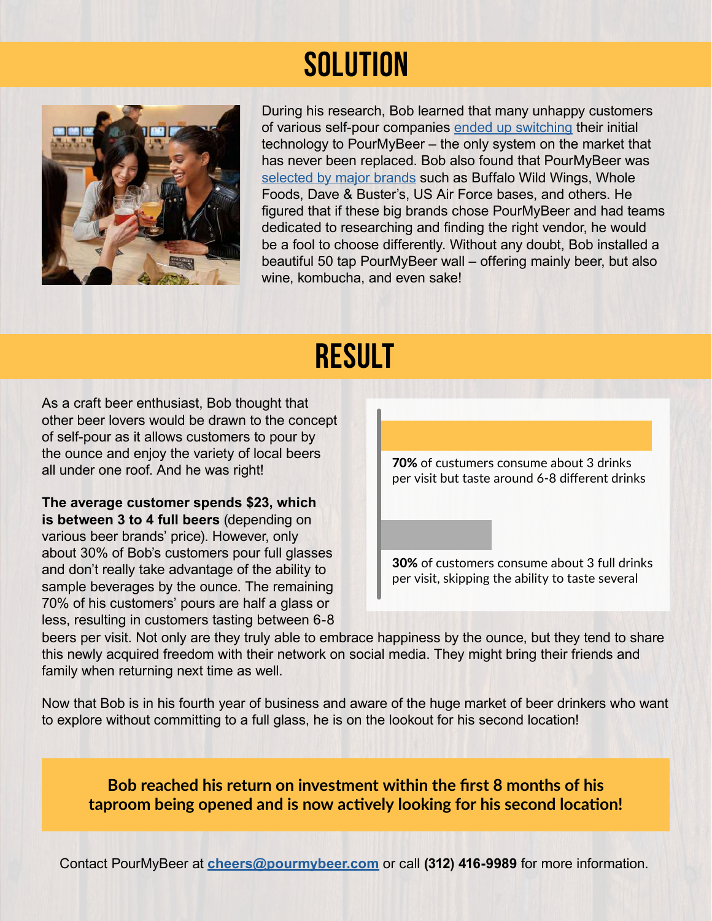# SOLUTION

During his research, Bob learned that many unhappy customers of various self-pour companies ended up switching their initial technology to PourMyBeer – the only system on the market that has never been replaced. Bob also found that PourMyBeer was selected by major brands such as Buffalo Wild Wings, Whole Foods, Dave & Buster's, US Air Force bases, and others. He figured that if these big brands chose PourMyBeer and had teams dedicated to researching and finding the right vendor, he would be a fool to choose differently. Without any doubt, Bob installed a beautiful 50 tap PourMyBeer wall – offering mainly beer, but also wine, kombucha, and even sake!

# RESULT

As a craft beer enthusiast, Bob thought that other beer lovers would be drawn to the concept of self-pour as it allows customers to pour by the ounce and enjoy the variety of local beers all under one roof. And he was right!

**The average customer spends $23, which is between 3 to 4 full beers** (depending on various beer brands' price). However, only about 30% of Bob's customers pour full glasses and don't really take advantage of the ability to sample beverages by the ounce. The remaining 70% of his customers' pours are half a glass or less, resulting in customers tasting between 6-8 beers per visit. Not only are they truly able to embrace happiness by the ounce, but they tend to share this newly acquired freedom with their network on social media. They might bring their friends and family when returning next time as well.

**70%** of custumers consume about 3 drinks per visit but taste around 6-8 different drinks

**30%** of customers consume about 3 full drinks per visit, skipping the ability to taste several

Now that Bob is in his fourth year of business and aware of the huge market of beer drinkers who want to explore without committing to a full glass, he is on the lookout for his second location!

**Bob reached his return on investment within the first 8 months of his taproom being opened and is now actively looking for his second location!**

Contact PourMyBeer at **cheers@pourmybeer.com** or call **(312) 416-9989** for more information.